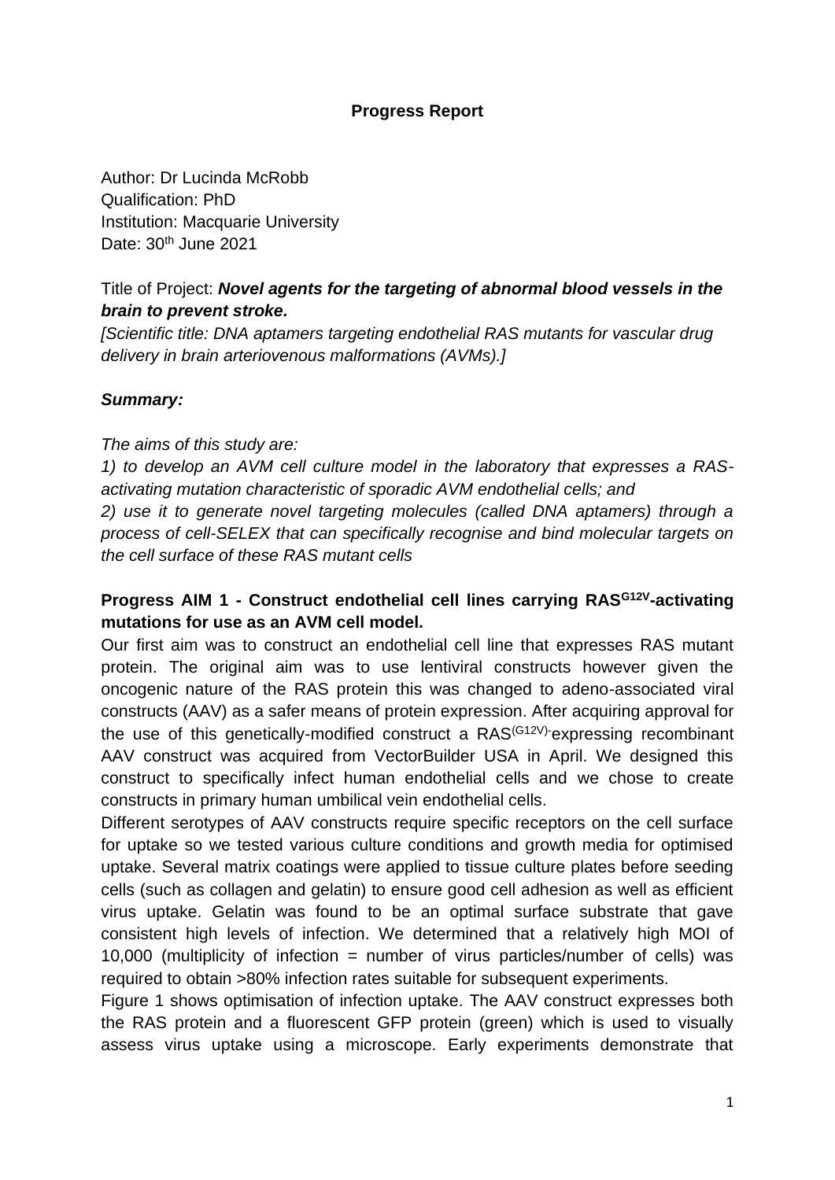**Progress Report**

Author: Dr Lucinda McRobb
Qualification: PhD
Institution: Macquarie University
Date: 30th June 2021

Title of Project: ***Novel agents for the targeting of abnormal blood vessels in the brain to prevent stroke.***
*[Scientific title: DNA aptamers targeting endothelial RAS mutants for vascular drug delivery in brain arteriovenous malformations (AVMs).]*

***Summary:***

*The aims of this study are:*
*1) to develop an AVM cell culture model in the laboratory that expresses a RAS-activating mutation characteristic of sporadic AVM endothelial cells; and*
*2) use it to generate novel targeting molecules (called DNA aptamers) through a process of cell-SELEX that can specifically recognise and bind molecular targets on the cell surface of these RAS mutant cells*

**Progress AIM 1 - Construct endothelial cell lines carrying $RAS^{G12V}$-activating mutations for use as an AVM cell model.**

Our first aim was to construct an endothelial cell line that expresses RAS mutant protein. The original aim was to use lentiviral constructs however given the oncogenic nature of the RAS protein this was changed to adeno-associated viral constructs (AAV) as a safer means of protein expression. After acquiring approval for the use of this genetically-modified construct a $RAS^{(G12V)}$-expressing recombinant AAV construct was acquired from VectorBuilder USA in April. We designed this construct to specifically infect human endothelial cells and we chose to create constructs in primary human umbilical vein endothelial cells.

Different serotypes of AAV constructs require specific receptors on the cell surface for uptake so we tested various culture conditions and growth media for optimised uptake. Several matrix coatings were applied to tissue culture plates before seeding cells (such as collagen and gelatin) to ensure good cell adhesion as well as efficient virus uptake. Gelatin was found to be an optimal surface substrate that gave consistent high levels of infection. We determined that a relatively high MOI of 10,000 (multiplicity of infection = number of virus particles/number of cells) was required to obtain >80% infection rates suitable for subsequent experiments.

Figure 1 shows optimisation of infection uptake. The AAV construct expresses both the RAS protein and a fluorescent GFP protein (green) which is used to visually assess virus uptake using a microscope. Early experiments demonstrate that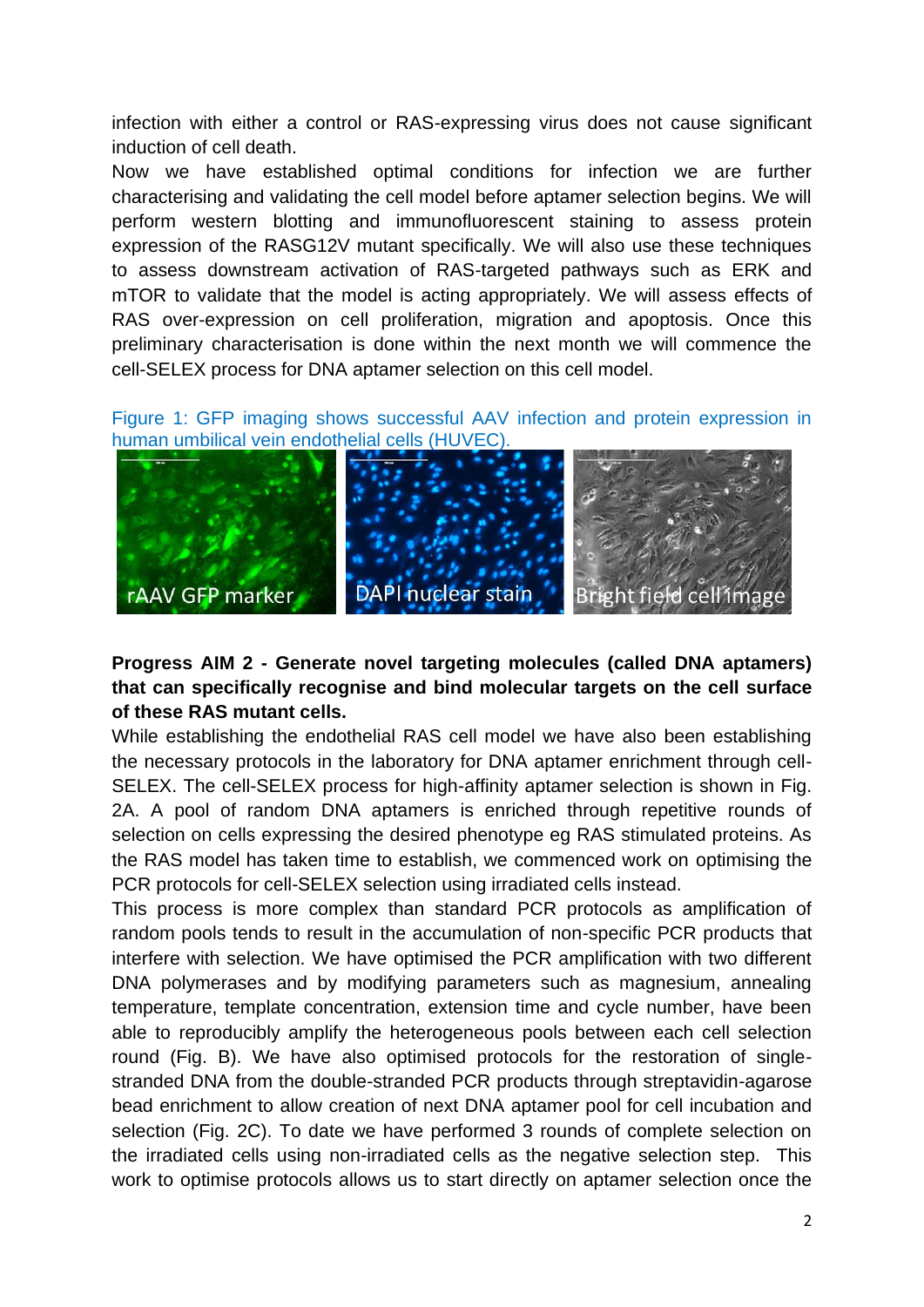infection with either a control or RAS-expressing virus does not cause significant induction of cell death.

Now we have established optimal conditions for infection we are further characterising and validating the cell model before aptamer selection begins. We will perform western blotting and immunofluorescent staining to assess protein expression of the RASG12V mutant specifically. We will also use these techniques to assess downstream activation of RAS-targeted pathways such as ERK and mTOR to validate that the model is acting appropriately. We will assess effects of RAS over-expression on cell proliferation, migration and apoptosis. Once this preliminary characterisation is done within the next month we will commence the cell-SELEX process for DNA aptamer selection on this cell model.

Figure 1: GFP imaging shows successful AAV infection and protein expression in human umbilical vein endothelial cells (HUVEC).

**Progress AIM 2 - Generate novel targeting molecules (called DNA aptamers) that can specifically recognise and bind molecular targets on the cell surface of these RAS mutant cells.**

While establishing the endothelial RAS cell model we have also been establishing the necessary protocols in the laboratory for DNA aptamer enrichment through cell-SELEX. The cell-SELEX process for high-affinity aptamer selection is shown in Fig. 2A. A pool of random DNA aptamers is enriched through repetitive rounds of selection on cells expressing the desired phenotype eg RAS stimulated proteins. As the RAS model has taken time to establish, we commenced work on optimising the PCR protocols for cell-SELEX selection using irradiated cells instead.

This process is more complex than standard PCR protocols as amplification of random pools tends to result in the accumulation of non-specific PCR products that interfere with selection. We have optimised the PCR amplification with two different DNA polymerases and by modifying parameters such as magnesium, annealing temperature, template concentration, extension time and cycle number, have been able to reproducibly amplify the heterogeneous pools between each cell selection round (Fig. B). We have also optimised protocols for the restoration of single-stranded DNA from the double-stranded PCR products through streptavidin-agarose bead enrichment to allow creation of next DNA aptamer pool for cell incubation and selection (Fig. 2C). To date we have performed 3 rounds of complete selection on the irradiated cells using non-irradiated cells as the negative selection step. This work to optimise protocols allows us to start directly on aptamer selection once the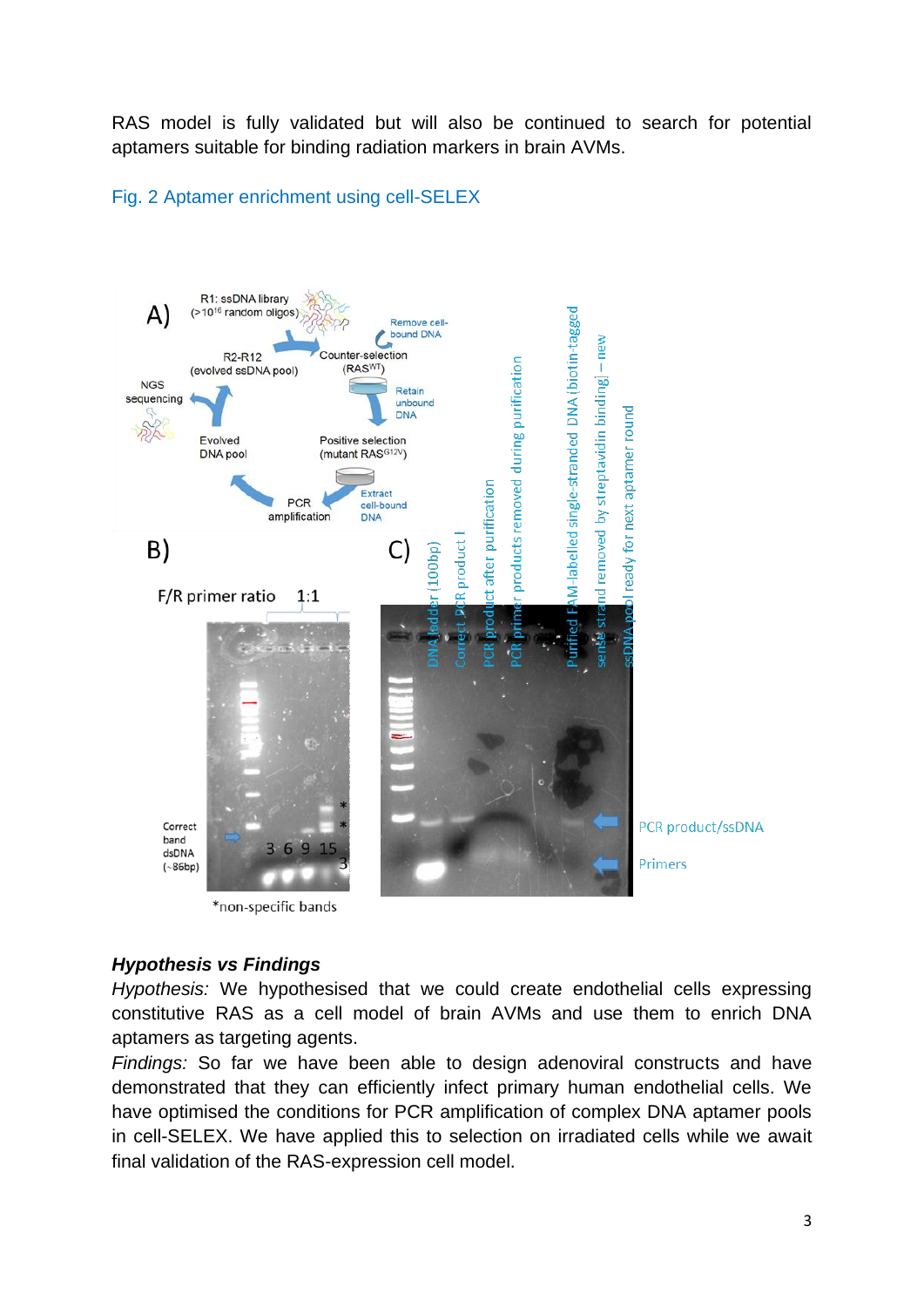RAS model is fully validated but will also be continued to search for potential aptamers suitable for binding radiation markers in brain AVMs.

Fig. 2 Aptamer enrichment using cell-SELEX

### Hypothesis vs Findings

*Hypothesis:* We hypothesised that we could create endothelial cells expressing constitutive RAS as a cell model of brain AVMs and use them to enrich DNA aptamers as targeting agents.

*Findings:* So far we have been able to design adenoviral constructs and have demonstrated that they can efficiently infect primary human endothelial cells. We have optimised the conditions for PCR amplification of complex DNA aptamer pools in cell-SELEX. We have applied this to selection on irradiated cells while we await final validation of the RAS-expression cell model.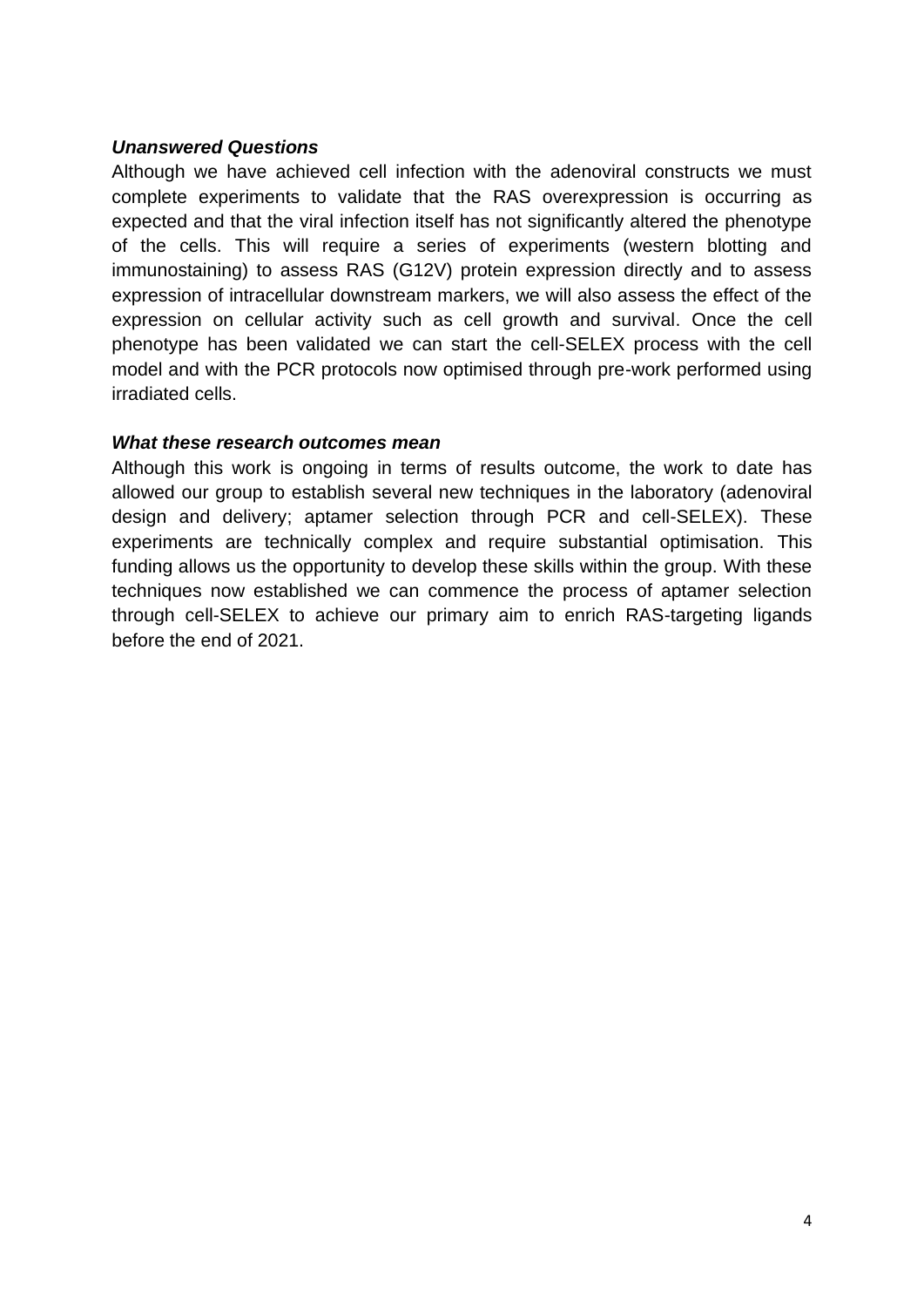***Unanswered Questions***

Although we have achieved cell infection with the adenoviral constructs we must complete experiments to validate that the RAS overexpression is occurring as expected and that the viral infection itself has not significantly altered the phenotype of the cells. This will require a series of experiments (western blotting and immunostaining) to assess RAS (G12V) protein expression directly and to assess expression of intracellular downstream markers, we will also assess the effect of the expression on cellular activity such as cell growth and survival. Once the cell phenotype has been validated we can start the cell-SELEX process with the cell model and with the PCR protocols now optimised through pre-work performed using irradiated cells.

***What these research outcomes mean***

Although this work is ongoing in terms of results outcome, the work to date has allowed our group to establish several new techniques in the laboratory (adenoviral design and delivery; aptamer selection through PCR and cell-SELEX). These experiments are technically complex and require substantial optimisation. This funding allows us the opportunity to develop these skills within the group. With these techniques now established we can commence the process of aptamer selection through cell-SELEX to achieve our primary aim to enrich RAS-targeting ligands before the end of 2021.